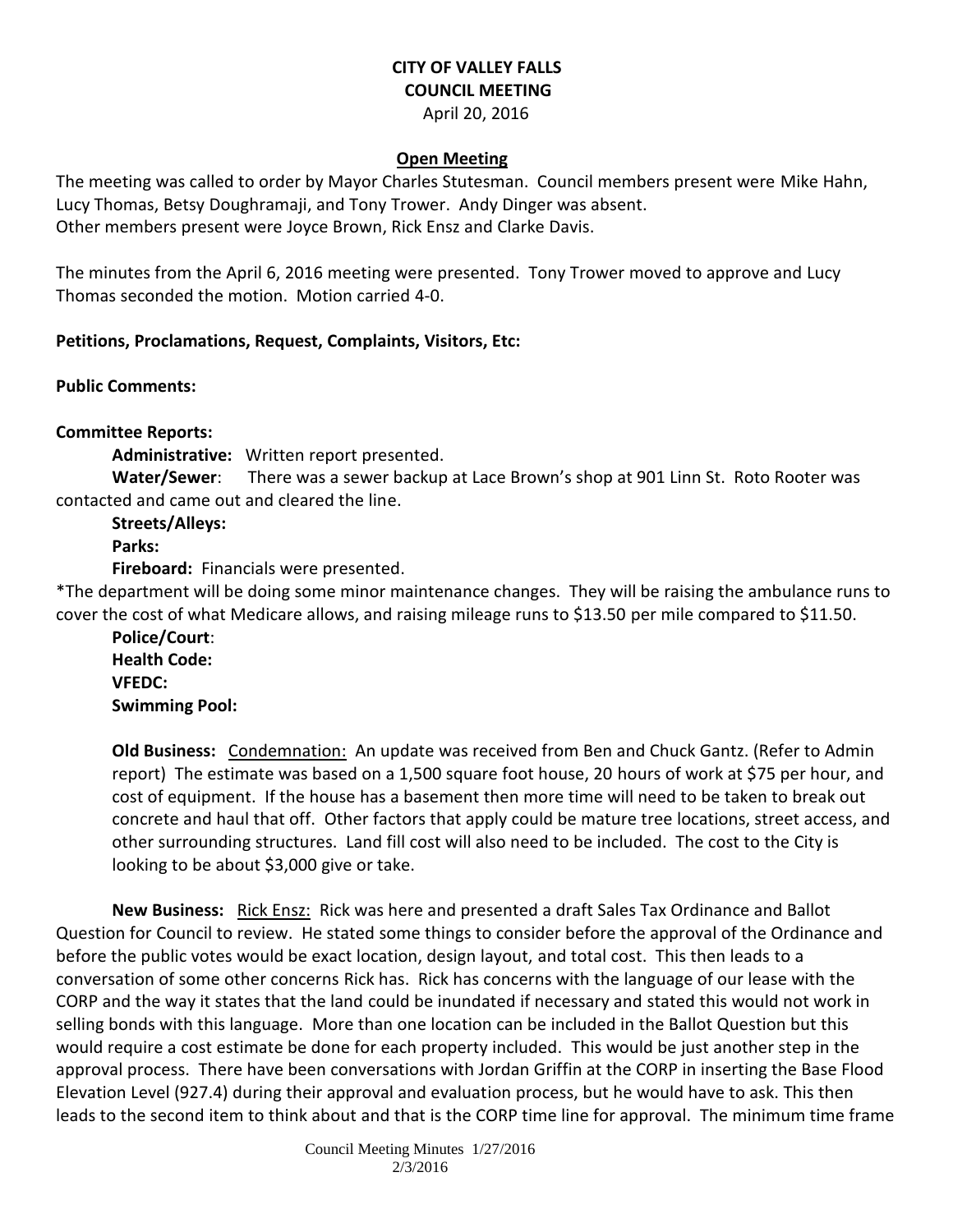**CITY OF VALLEY FALLS**
**COUNCIL MEETING**
April 20, 2016

**Open Meeting**

The meeting was called to order by Mayor Charles Stutesman. Council members present were Mike Hahn, Lucy Thomas, Betsy Doughramaji, and Tony Trower. Andy Dinger was absent.
Other members present were Joyce Brown, Rick Ensz and Clarke Davis.

The minutes from the April 6, 2016 meeting were presented. Tony Trower moved to approve and Lucy Thomas seconded the motion. Motion carried 4-0.

**Petitions, Proclamations, Request, Complaints, Visitors, Etc:**

**Public Comments:**

**Committee Reports:**

**Administrative:** Written report presented.

**Water/Sewer**: There was a sewer backup at Lace Brown's shop at 901 Linn St. Roto Rooter was contacted and came out and cleared the line.

**Streets/Alleys:**

**Parks:**

**Fireboard:** Financials were presented.

*The department will be doing some minor maintenance changes. They will be raising the ambulance runs to cover the cost of what Medicare allows, and raising mileage runs to $13.50 per mile compared to $11.50.

**Police/Court**:

**Health Code:**

**VFEDC:**

**Swimming Pool:**

**Old Business:** Condemnation: An update was received from Ben and Chuck Gantz. (Refer to Admin report) The estimate was based on a 1,500 square foot house, 20 hours of work at $75 per hour, and cost of equipment. If the house has a basement then more time will need to be taken to break out concrete and haul that off. Other factors that apply could be mature tree locations, street access, and other surrounding structures. Land fill cost will also need to be included. The cost to the City is looking to be about $3,000 give or take.

**New Business:** Rick Ensz: Rick was here and presented a draft Sales Tax Ordinance and Ballot Question for Council to review. He stated some things to consider before the approval of the Ordinance and before the public votes would be exact location, design layout, and total cost. This then leads to a conversation of some other concerns Rick has. Rick has concerns with the language of our lease with the CORP and the way it states that the land could be inundated if necessary and stated this would not work in selling bonds with this language. More than one location can be included in the Ballot Question but this would require a cost estimate be done for each property included. This would be just another step in the approval process. There have been conversations with Jordan Griffin at the CORP in inserting the Base Flood Elevation Level (927.4) during their approval and evaluation process, but he would have to ask. This then leads to the second item to think about and that is the CORP time line for approval. The minimum time frame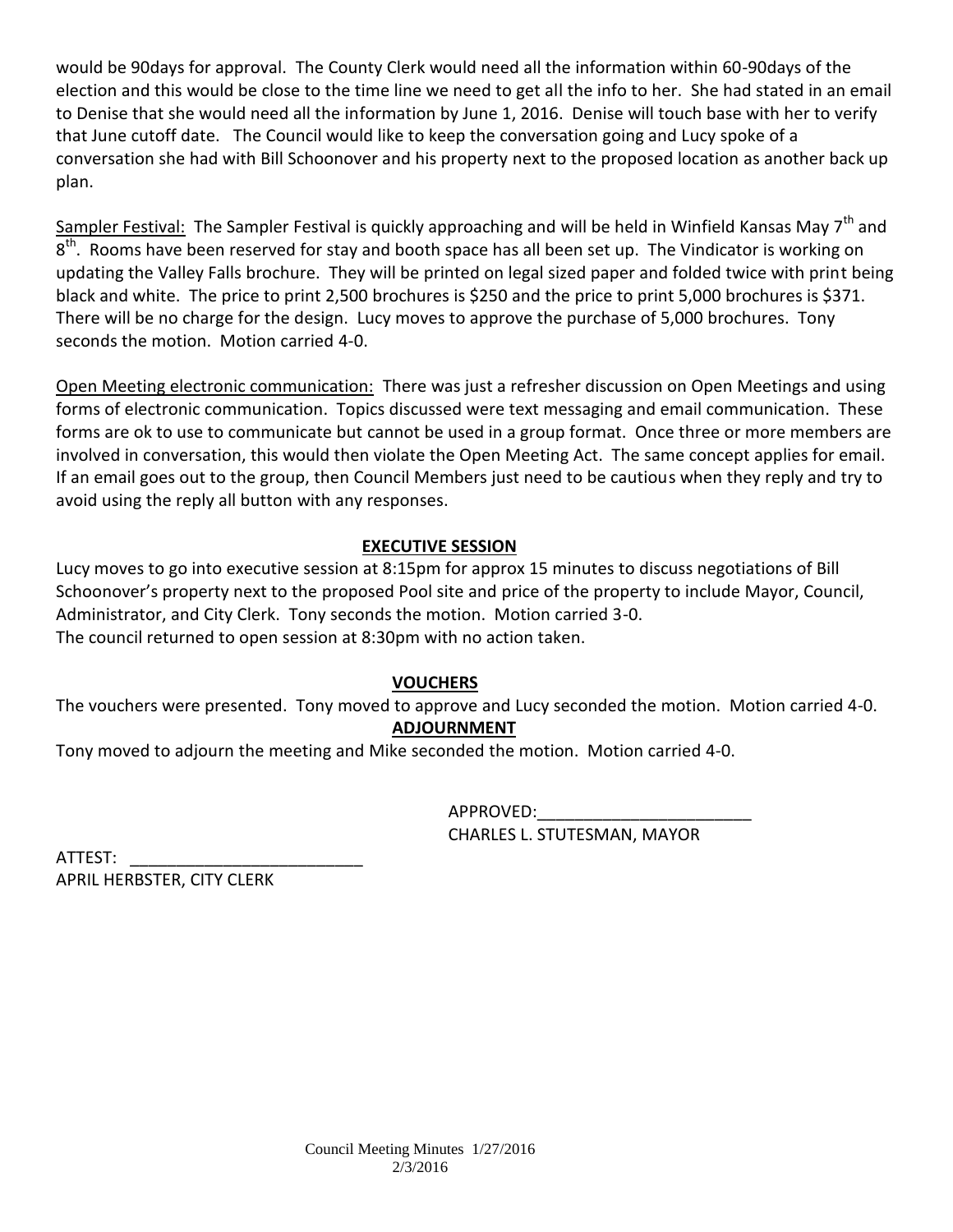would be 90days for approval. The County Clerk would need all the information within 60-90days of the election and this would be close to the time line we need to get all the info to her. She had stated in an email to Denise that she would need all the information by June 1, 2016. Denise will touch base with her to verify that June cutoff date. The Council would like to keep the conversation going and Lucy spoke of a conversation she had with Bill Schoonover and his property next to the proposed location as another back up plan.

Sampler Festival: The Sampler Festival is quickly approaching and will be held in Winfield Kansas May 7th and 8th. Rooms have been reserved for stay and booth space has all been set up. The Vindicator is working on updating the Valley Falls brochure. They will be printed on legal sized paper and folded twice with print being black and white. The price to print 2,500 brochures is $250 and the price to print 5,000 brochures is $371. There will be no charge for the design. Lucy moves to approve the purchase of 5,000 brochures. Tony seconds the motion. Motion carried 4-0.

Open Meeting electronic communication: There was just a refresher discussion on Open Meetings and using forms of electronic communication. Topics discussed were text messaging and email communication. These forms are ok to use to communicate but cannot be used in a group format. Once three or more members are involved in conversation, this would then violate the Open Meeting Act. The same concept applies for email. If an email goes out to the group, then Council Members just need to be cautious when they reply and try to avoid using the reply all button with any responses.

## EXECUTIVE SESSION

Lucy moves to go into executive session at 8:15pm for approx 15 minutes to discuss negotiations of Bill Schoonover's property next to the proposed Pool site and price of the property to include Mayor, Council, Administrator, and City Clerk. Tony seconds the motion. Motion carried 3-0.
The council returned to open session at 8:30pm with no action taken.

## VOUCHERS

The vouchers were presented. Tony moved to approve and Lucy seconded the motion. Motion carried 4-0.

## ADJOURNMENT

Tony moved to adjourn the meeting and Mike seconded the motion. Motion carried 4-0.

APPROVED:_______________________
CHARLES L. STUTESMAN, MAYOR

ATTEST: _________________________
APRIL HERBSTER, CITY CLERK

Council Meeting Minutes 1/27/2016
2/3/2016